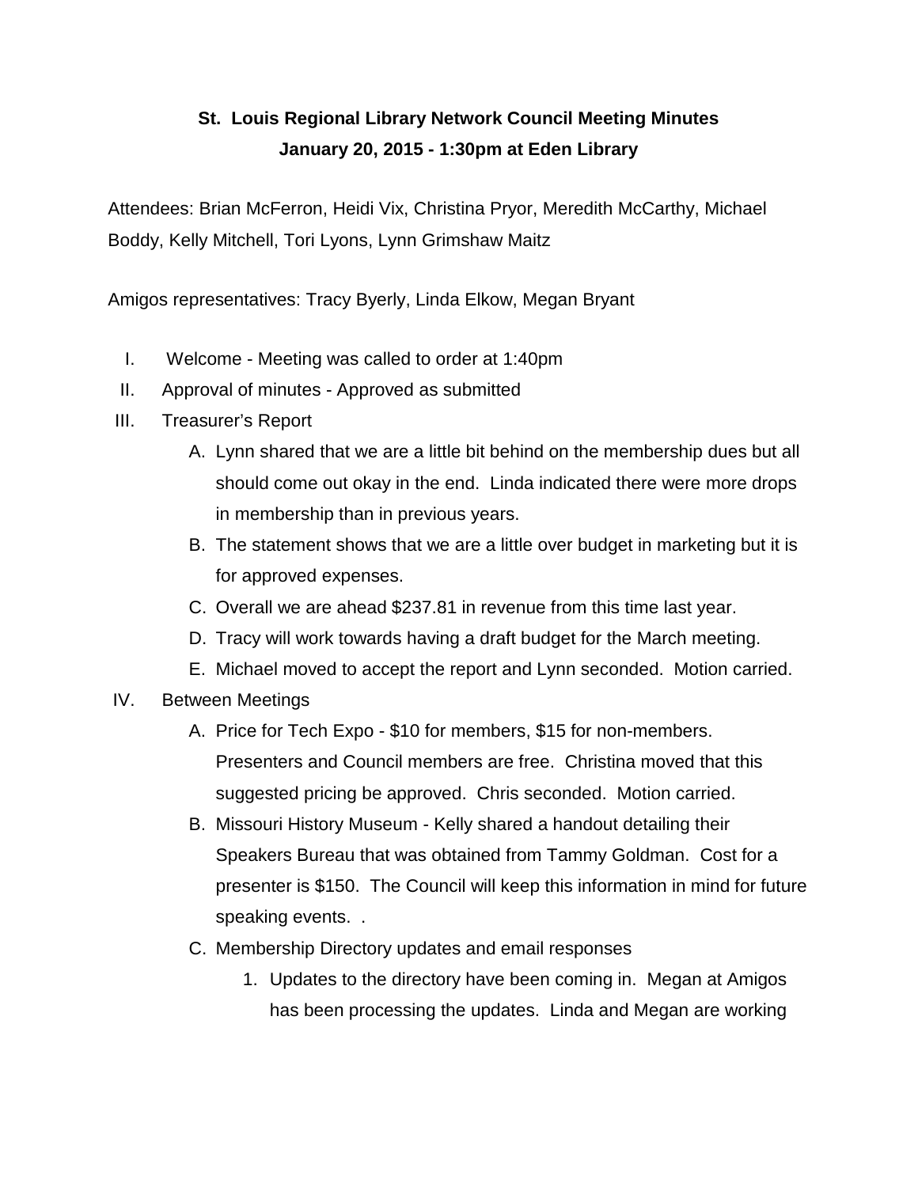# St. Louis Regional Library Network Council Meeting Minutes

## January 20, 2015 - 1:30pm at Eden Library

Attendees: Brian McFerron, Heidi Vix, Christina Pryor, Meredith McCarthy, Michael Boddy, Kelly Mitchell, Tori Lyons, Lynn Grimshaw Maitz

Amigos representatives: Tracy Byerly, Linda Elkow, Megan Bryant

I. Welcome - Meeting was called to order at 1:40pm

II. Approval of minutes - Approved as submitted

III. Treasurer's Report

   A. Lynn shared that we are a little bit behind on the membership dues but all should come out okay in the end. Linda indicated there were more drops in membership than in previous years.

   B. The statement shows that we are a little over budget in marketing but it is for approved expenses.

   C. Overall we are ahead $237.81 in revenue from this time last year.

   D. Tracy will work towards having a draft budget for the March meeting.

   E. Michael moved to accept the report and Lynn seconded. Motion carried.

IV. Between Meetings

   A. Price for Tech Expo - $10 for members, $15 for non-members. Presenters and Council members are free. Christina moved that this suggested pricing be approved. Chris seconded. Motion carried.

   B. Missouri History Museum - Kelly shared a handout detailing their Speakers Bureau that was obtained from Tammy Goldman. Cost for a presenter is $150. The Council will keep this information in mind for future speaking events. .

   C. Membership Directory updates and email responses

      1. Updates to the directory have been coming in. Megan at Amigos has been processing the updates. Linda and Megan are working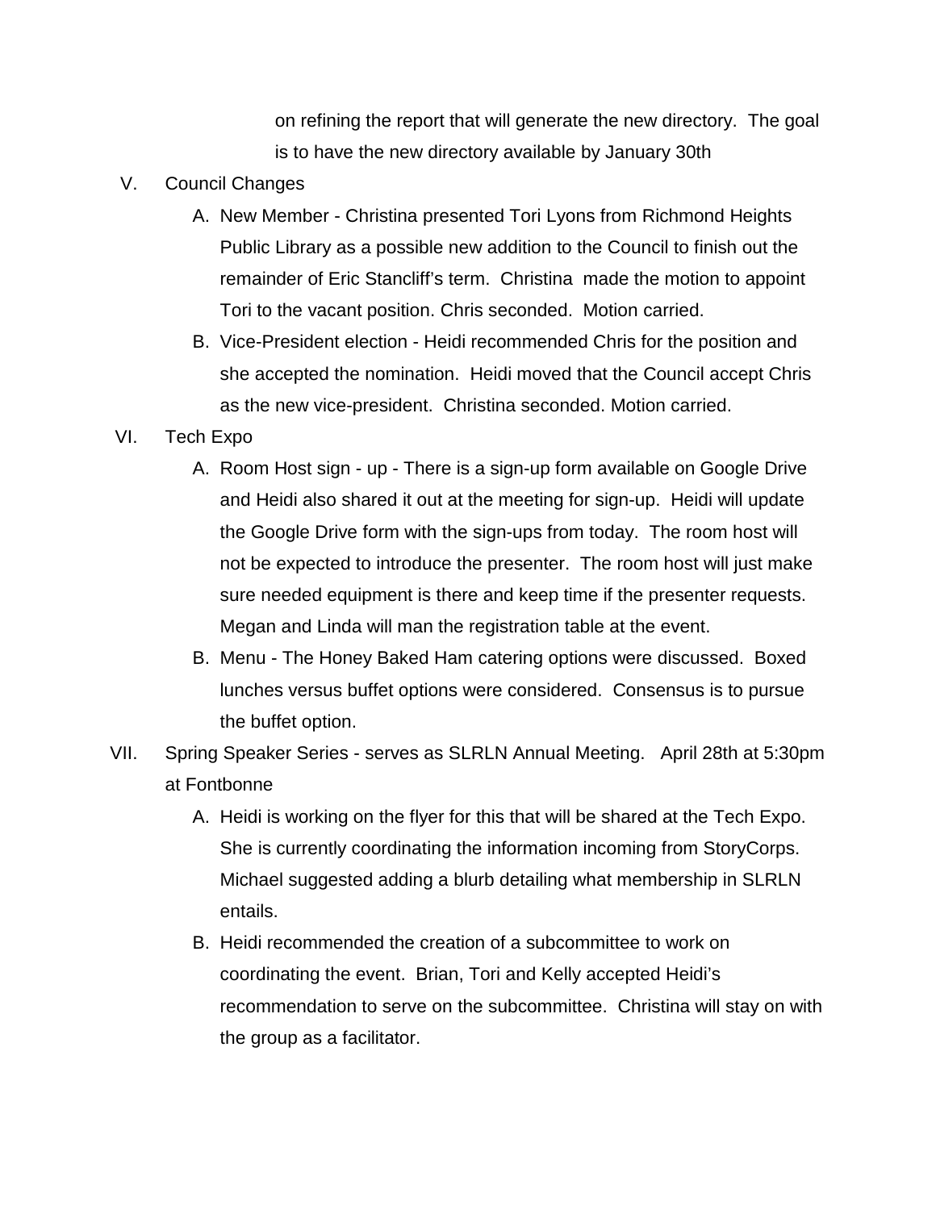on refining the report that will generate the new directory. The goal is to have the new directory available by January 30th

V. Council Changes
   A. New Member - Christina presented Tori Lyons from Richmond Heights Public Library as a possible new addition to the Council to finish out the remainder of Eric Stancliff's term. Christina made the motion to appoint Tori to the vacant position. Chris seconded. Motion carried.
   B. Vice-President election - Heidi recommended Chris for the position and she accepted the nomination. Heidi moved that the Council accept Chris as the new vice-president. Christina seconded. Motion carried.

VI. Tech Expo
   A. Room Host sign - up - There is a sign-up form available on Google Drive and Heidi also shared it out at the meeting for sign-up. Heidi will update the Google Drive form with the sign-ups from today. The room host will not be expected to introduce the presenter. The room host will just make sure needed equipment is there and keep time if the presenter requests. Megan and Linda will man the registration table at the event.
   B. Menu - The Honey Baked Ham catering options were discussed. Boxed lunches versus buffet options were considered. Consensus is to pursue the buffet option.

VII. Spring Speaker Series - serves as SLRLN Annual Meeting. April 28th at 5:30pm at Fontbonne
   A. Heidi is working on the flyer for this that will be shared at the Tech Expo. She is currently coordinating the information incoming from StoryCorps. Michael suggested adding a blurb detailing what membership in SLRLN entails.
   B. Heidi recommended the creation of a subcommittee to work on coordinating the event. Brian, Tori and Kelly accepted Heidi's recommendation to serve on the subcommittee. Christina will stay on with the group as a facilitator.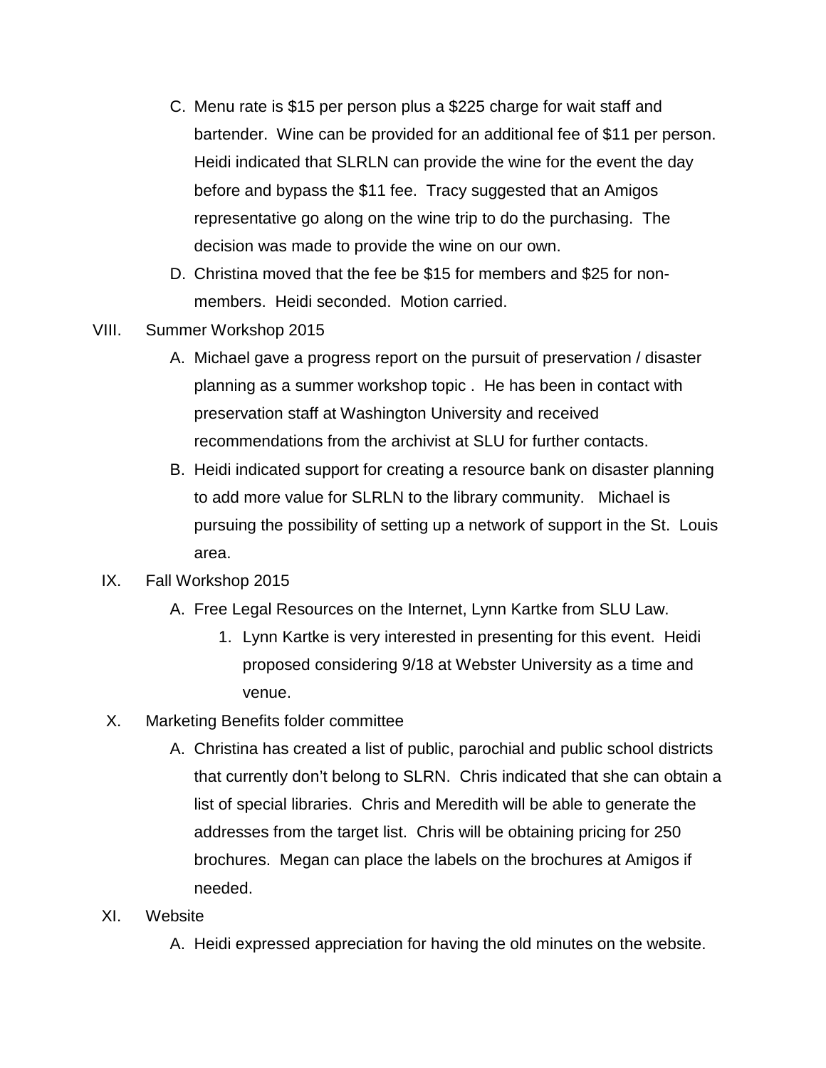C. Menu rate is $15 per person plus a $225 charge for wait staff and bartender. Wine can be provided for an additional fee of $11 per person. Heidi indicated that SLRLN can provide the wine for the event the day before and bypass the $11 fee. Tracy suggested that an Amigos representative go along on the wine trip to do the purchasing. The decision was made to provide the wine on our own.

D. Christina moved that the fee be $15 for members and $25 for non-members. Heidi seconded. Motion carried.

VIII. Summer Workshop 2015

A. Michael gave a progress report on the pursuit of preservation / disaster planning as a summer workshop topic . He has been in contact with preservation staff at Washington University and received recommendations from the archivist at SLU for further contacts.

B. Heidi indicated support for creating a resource bank on disaster planning to add more value for SLRLN to the library community. Michael is pursuing the possibility of setting up a network of support in the St. Louis area.

IX. Fall Workshop 2015

A. Free Legal Resources on the Internet, Lynn Kartke from SLU Law.

1. Lynn Kartke is very interested in presenting for this event. Heidi proposed considering 9/18 at Webster University as a time and venue.

X. Marketing Benefits folder committee

A. Christina has created a list of public, parochial and public school districts that currently don't belong to SLRN. Chris indicated that she can obtain a list of special libraries. Chris and Meredith will be able to generate the addresses from the target list. Chris will be obtaining pricing for 250 brochures. Megan can place the labels on the brochures at Amigos if needed.

XI. Website

A. Heidi expressed appreciation for having the old minutes on the website.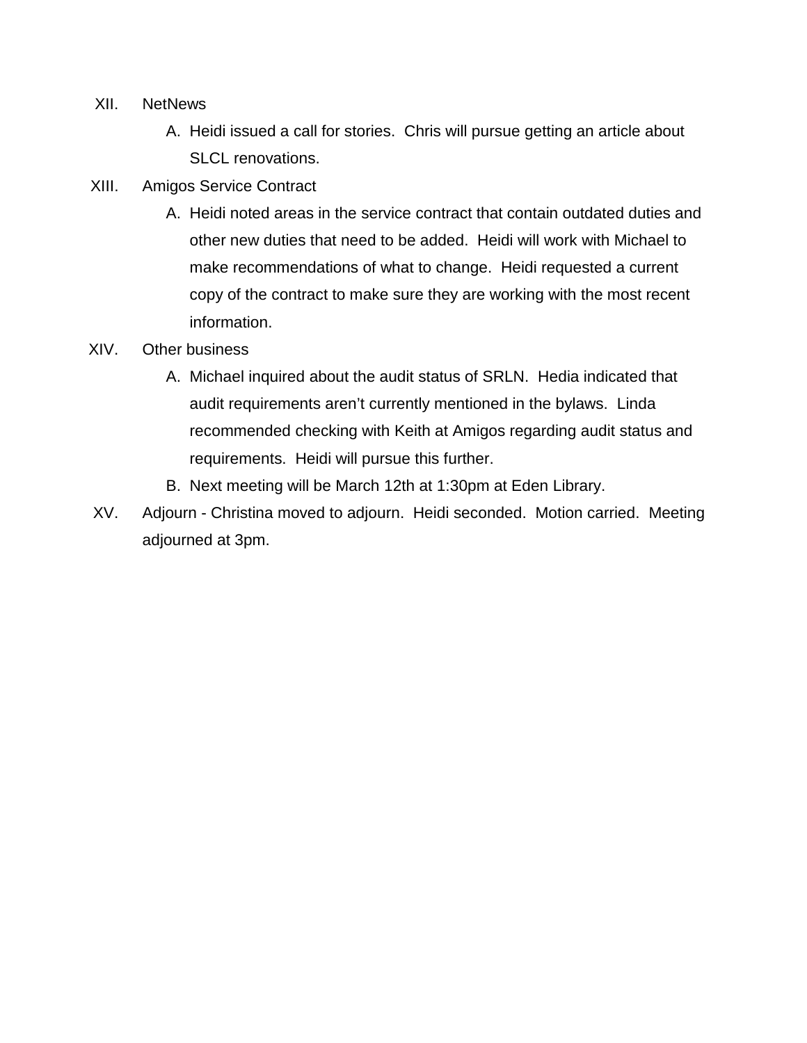XII. NetNews

   A. Heidi issued a call for stories.  Chris will pursue getting an article about SLCL renovations.

XIII. Amigos Service Contract

   A. Heidi noted areas in the service contract that contain outdated duties and other new duties that need to be added.  Heidi will work with Michael to make recommendations of what to change.  Heidi requested a current copy of the contract to make sure they are working with the most recent information.

XIV. Other business

   A. Michael inquired about the audit status of SRLN.  Hedia indicated that audit requirements aren't currently mentioned in the bylaws.  Linda recommended checking with Keith at Amigos regarding audit status and requirements.  Heidi will pursue this further.

   B. Next meeting will be March 12th at 1:30pm at Eden Library.

XV. Adjourn - Christina moved to adjourn.  Heidi seconded.  Motion carried.  Meeting adjourned at 3pm.